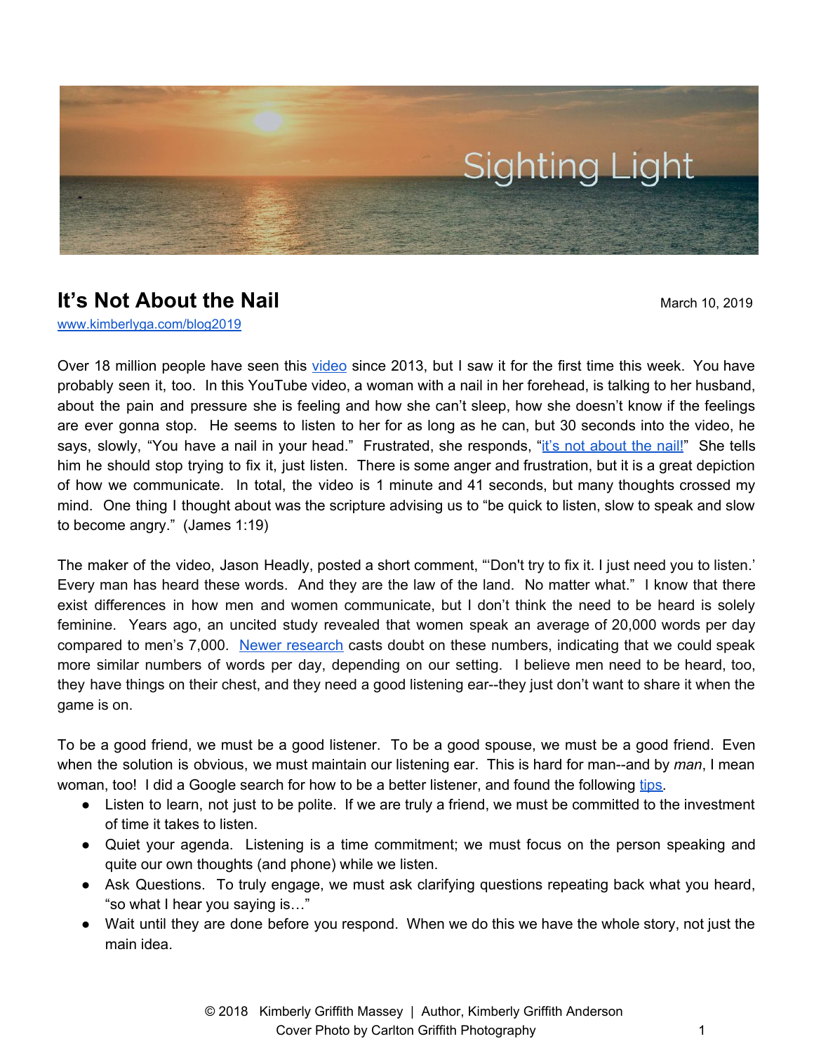Sighting Light

# It's Not About the Nail

March 10, 2019

www.kimberlyga.com/blog2019

Over 18 million people have seen this video since 2013, but I saw it for the first time this week. You have probably seen it, too. In this YouTube video, a woman with a nail in her forehead, is talking to her husband, about the pain and pressure she is feeling and how she can't sleep, how she doesn't know if the feelings are ever gonna stop. He seems to listen to her for as long as he can, but 30 seconds into the video, he says, slowly, "You have a nail in your head." Frustrated, she responds, "it's not about the nail!" She tells him he should stop trying to fix it, just listen. There is some anger and frustration, but it is a great depiction of how we communicate. In total, the video is 1 minute and 41 seconds, but many thoughts crossed my mind. One thing I thought about was the scripture advising us to "be quick to listen, slow to speak and slow to become angry." (James 1:19)

The maker of the video, Jason Headly, posted a short comment, "'Don't try to fix it. I just need you to listen.' Every man has heard these words. And they are the law of the land. No matter what." I know that there exist differences in how men and women communicate, but I don't think the need to be heard is solely feminine. Years ago, an uncited study revealed that women speak an average of 20,000 words per day compared to men's 7,000. Newer research casts doubt on these numbers, indicating that we could speak more similar numbers of words per day, depending on our setting. I believe men need to be heard, too, they have things on their chest, and they need a good listening ear--they just don't want to share it when the game is on.

To be a good friend, we must be a good listener. To be a good spouse, we must be a good friend. Even when the solution is obvious, we must maintain our listening ear. This is hard for man--and by *man*, I mean woman, too! I did a Google search for how to be a better listener, and found the following tips.

- Listen to learn, not just to be polite. If we are truly a friend, we must be committed to the investment of time it takes to listen.
- Quiet your agenda. Listening is a time commitment; we must focus on the person speaking and quite our own thoughts (and phone) while we listen.
- Ask Questions. To truly engage, we must ask clarifying questions repeating back what you heard, "so what I hear you saying is…"
- Wait until they are done before you respond. When we do this we have the whole story, not just the main idea.

© 2018 Kimberly Griffith Massey | Author, Kimberly Griffith Anderson
Cover Photo by Carlton Griffith Photography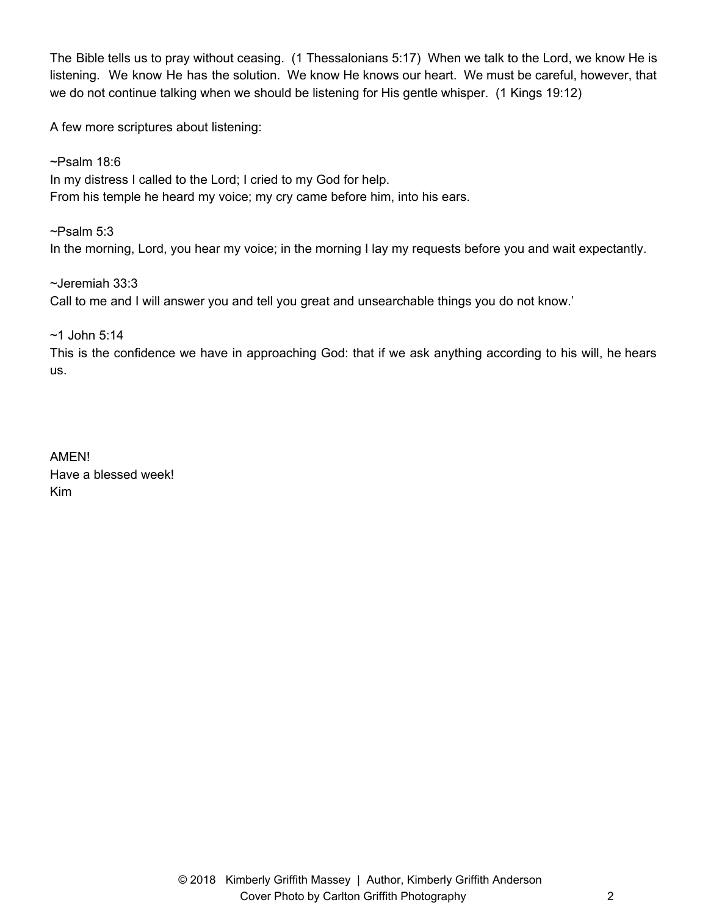The Bible tells us to pray without ceasing. (1 Thessalonians 5:17) When we talk to the Lord, we know He is listening. We know He has the solution. We know He knows our heart. We must be careful, however, that we do not continue talking when we should be listening for His gentle whisper. (1 Kings 19:12)

A few more scriptures about listening:

~Psalm 18:6  
In my distress I called to the Lord; I cried to my God for help.  
From his temple he heard my voice; my cry came before him, into his ears.

~Psalm 5:3  
In the morning, Lord, you hear my voice; in the morning I lay my requests before you and wait expectantly.

~Jeremiah 33:3  
Call to me and I will answer you and tell you great and unsearchable things you do not know.'

~1 John 5:14  
This is the confidence we have in approaching God: that if we ask anything according to his will, he hears us.

AMEN!  
Have a blessed week!  
Kim

© 2018 Kimberly Griffith Massey | Author, Kimberly Griffith Anderson  
Cover Photo by Carlton Griffith Photography